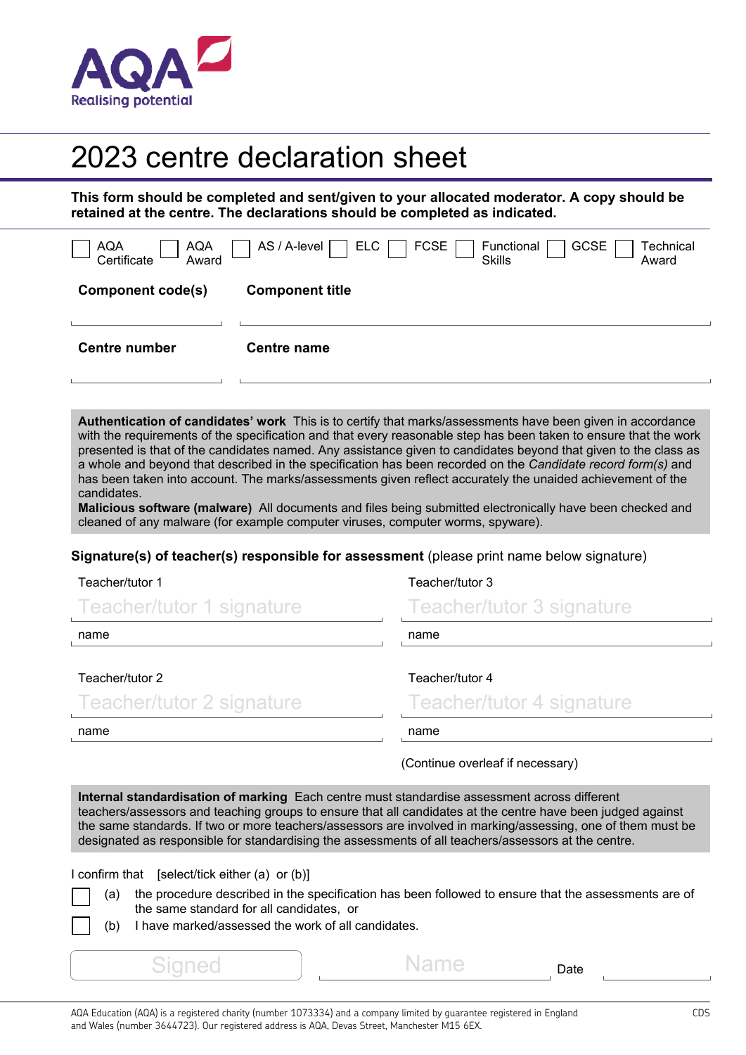AQA
Realising potential

# 2023 centre declaration sheet

**This form should be completed and sent/given to your allocated moderator. A copy should be retained at the centre. The declarations should be completed as indicated.**

☐ AQA Certificate ☐ AQA Award ☐ AS / A-level ☐ ELC ☐ FCSE ☐ Functional Skills ☐ GCSE ☐ Technical Award

**Component code(s)** ____________ **Component title** ____________

**Centre number** ____________ **Centre name** ____________

**Authentication of candidates' work** This is to certify that marks/assessments have been given in accordance with the requirements of the specification and that every reasonable step has been taken to ensure that the work presented is that of the candidates named. Any assistance given to candidates beyond that given to the class as a whole and beyond that described in the specification has been recorded on the *Candidate record form(s)* and has been taken into account. The marks/assessments given reflect accurately the unaided achievement of the candidates.

**Malicious software (malware)** All documents and files being submitted electronically have been checked and cleaned of any malware (for example computer viruses, computer worms, spyware).

**Signature(s) of teacher(s) responsible for assessment** (please print name below signature)

Teacher/tutor 1

Teacher/tutor 1 signature ____________

name ____________

Teacher/tutor 3

Teacher/tutor 3 signature ____________

name ____________

Teacher/tutor 2

Teacher/tutor 2 signature ____________

name ____________

Teacher/tutor 4

Teacher/tutor 4 signature ____________

name ____________

(Continue overleaf if necessary)

**Internal standardisation of marking** Each centre must standardise assessment across different teachers/assessors and teaching groups to ensure that all candidates at the centre have been judged against the same standards. If two or more teachers/assessors are involved in marking/assessing, one of them must be designated as responsible for standardising the assessments of all teachers/assessors at the centre.

I confirm that [select/tick either (a) or (b)]

☐ (a) the procedure described in the specification has been followed to ensure that the assessments are of the same standard for all candidates, or

☐ (b) I have marked/assessed the work of all candidates.

Signed ____________ Name ____________ Date ____________

AQA Education (AQA) is a registered charity (number 1073334) and a company limited by guarantee registered in England and Wales (number 3644723). Our registered address is AQA, Devas Street, Manchester M15 6EX.

CDS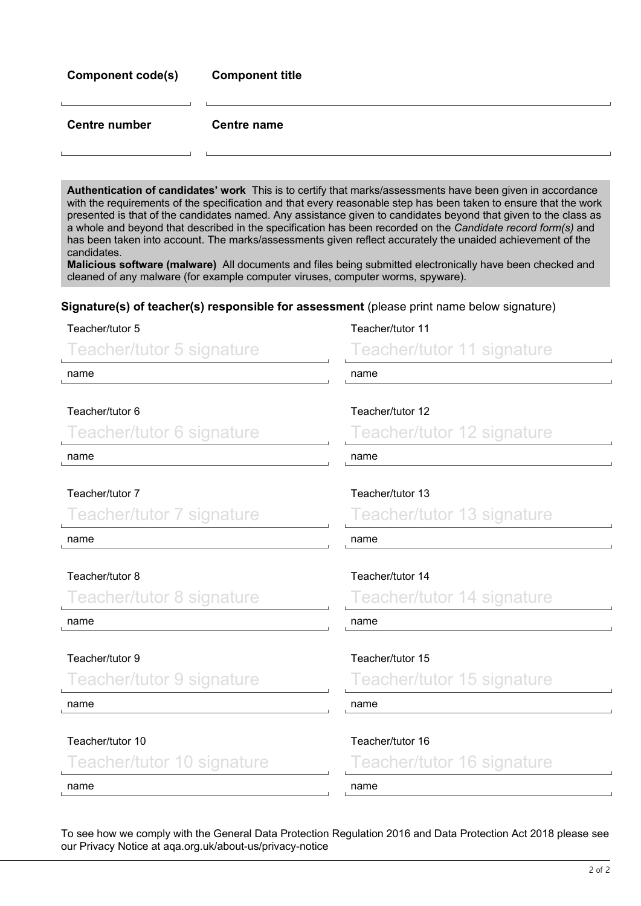**Component code(s)** | **Component title**

**Centre number** | **Centre name**

**Authentication of candidates' work** This is to certify that marks/assessments have been given in accordance with the requirements of the specification and that every reasonable step has been taken to ensure that the work presented is that of the candidates named. Any assistance given to candidates beyond that given to the class as a whole and beyond that described in the specification has been recorded on the *Candidate record form(s)* and has been taken into account. The marks/assessments given reflect accurately the unaided achievement of the candidates.
**Malicious software (malware)** All documents and files being submitted electronically have been checked and cleaned of any malware (for example computer viruses, computer worms, spyware).

**Signature(s) of teacher(s) responsible for assessment** (please print name below signature)

Teacher/tutor 5

Teacher/tutor 5 signature

name

Teacher/tutor 6

Teacher/tutor 6 signature

name

Teacher/tutor 7

Teacher/tutor 7 signature

name

Teacher/tutor 8

Teacher/tutor 8 signature

name

Teacher/tutor 9

Teacher/tutor 9 signature

name

Teacher/tutor 10

Teacher/tutor 10 signature

name

Teacher/tutor 11

Teacher/tutor 11 signature

name

Teacher/tutor 12

Teacher/tutor 12 signature

name

Teacher/tutor 13

Teacher/tutor 13 signature

name

Teacher/tutor 14

Teacher/tutor 14 signature

name

Teacher/tutor 15

Teacher/tutor 15 signature

name

Teacher/tutor 16

Teacher/tutor 16 signature

name

To see how we comply with the General Data Protection Regulation 2016 and Data Protection Act 2018 please see our Privacy Notice at aqa.org.uk/about-us/privacy-notice